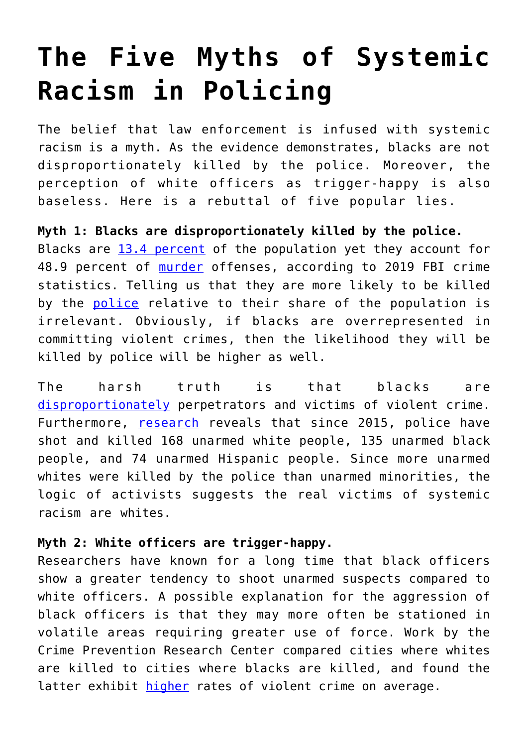# The Five Myths of Systemic Racism in Policing

The belief that law enforcement is infused with systemic racism is a myth. As the evidence demonstrates, blacks are not disproportionately killed by the police. Moreover, the perception of white officers as trigger-happy is also baseless. Here is a rebuttal of five popular lies.

**Myth 1: Blacks are disproportionately killed by the police.** Blacks are 13.4 percent of the population yet they account for 48.9 percent of murder offenses, according to 2019 FBI crime statistics. Telling us that they are more likely to be killed by the police relative to their share of the population is irrelevant. Obviously, if blacks are overrepresented in committing violent crimes, then the likelihood they will be killed by police will be higher as well.

The harsh truth is that blacks are disproportionately perpetrators and victims of violent crime. Furthermore, research reveals that since 2015, police have shot and killed 168 unarmed white people, 135 unarmed black people, and 74 unarmed Hispanic people. Since more unarmed whites were killed by the police than unarmed minorities, the logic of activists suggests the real victims of systemic racism are whites.

**Myth 2: White officers are trigger-happy.** Researchers have known for a long time that black officers show a greater tendency to shoot unarmed suspects compared to white officers. A possible explanation for the aggression of black officers is that they may more often be stationed in volatile areas requiring greater use of force. Work by the Crime Prevention Research Center compared cities where whites are killed to cities where blacks are killed, and found the latter exhibit higher rates of violent crime on average.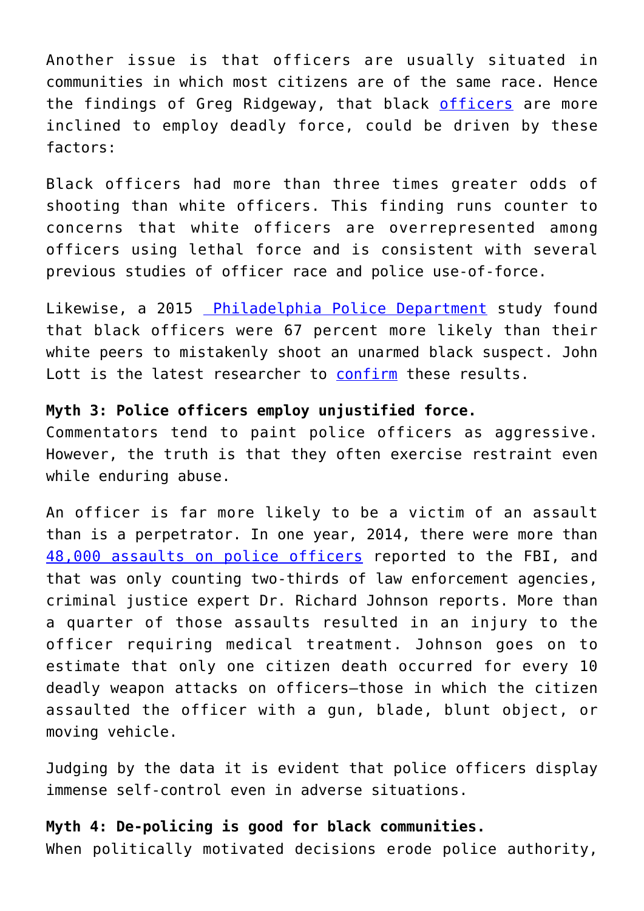Another issue is that officers are usually situated in communities in which most citizens are of the same race. Hence the findings of Greg Ridgeway, that black officers are more inclined to employ deadly force, could be driven by these factors:

Black officers had more than three times greater odds of shooting than white officers. This finding runs counter to concerns that white officers are overrepresented among officers using lethal force and is consistent with several previous studies of officer race and police use-of-force.

Likewise, a 2015 Philadelphia Police Department study found that black officers were 67 percent more likely than their white peers to mistakenly shoot an unarmed black suspect. John Lott is the latest researcher to confirm these results.

**Myth 3: Police officers employ unjustified force.**
Commentators tend to paint police officers as aggressive. However, the truth is that they often exercise restraint even while enduring abuse.

An officer is far more likely to be a victim of an assault than is a perpetrator. In one year, 2014, there were more than 48,000 assaults on police officers reported to the FBI, and that was only counting two-thirds of law enforcement agencies, criminal justice expert Dr. Richard Johnson reports. More than a quarter of those assaults resulted in an injury to the officer requiring medical treatment. Johnson goes on to estimate that only one citizen death occurred for every 10 deadly weapon attacks on officers—those in which the citizen assaulted the officer with a gun, blade, blunt object, or moving vehicle.

Judging by the data it is evident that police officers display immense self-control even in adverse situations.

**Myth 4: De-policing is good for black communities.**
When politically motivated decisions erode police authority,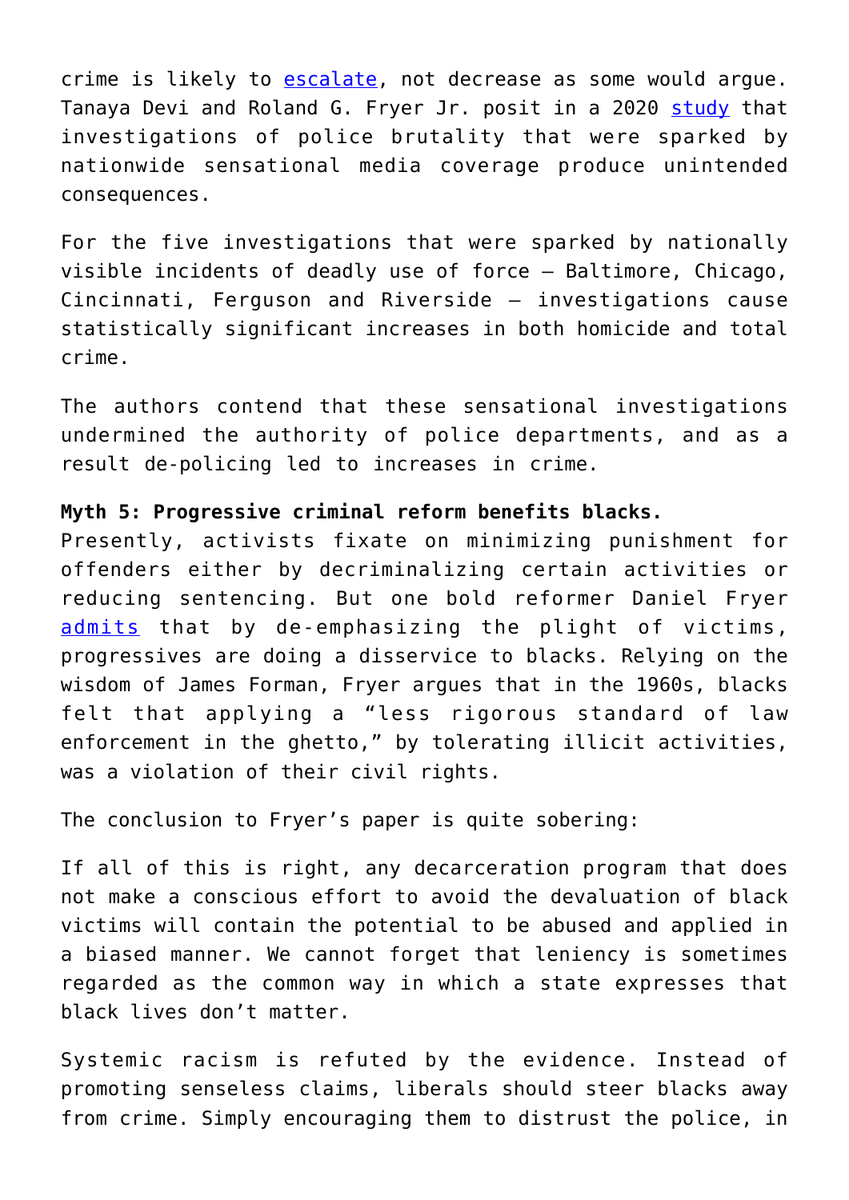crime is likely to escalate, not decrease as some would argue. Tanaya Devi and Roland G. Fryer Jr. posit in a 2020 study that investigations of police brutality that were sparked by nationwide sensational media coverage produce unintended consequences.

For the five investigations that were sparked by nationally visible incidents of deadly use of force – Baltimore, Chicago, Cincinnati, Ferguson and Riverside – investigations cause statistically significant increases in both homicide and total crime.

The authors contend that these sensational investigations undermined the authority of police departments, and as a result de-policing led to increases in crime.

**Myth 5: Progressive criminal reform benefits blacks.**
Presently, activists fixate on minimizing punishment for offenders either by decriminalizing certain activities or reducing sentencing. But one bold reformer Daniel Fryer admits that by de-emphasizing the plight of victims, progressives are doing a disservice to blacks. Relying on the wisdom of James Forman, Fryer argues that in the 1960s, blacks felt that applying a "less rigorous standard of law enforcement in the ghetto," by tolerating illicit activities, was a violation of their civil rights.

The conclusion to Fryer's paper is quite sobering:

If all of this is right, any decarceration program that does not make a conscious effort to avoid the devaluation of black victims will contain the potential to be abused and applied in a biased manner. We cannot forget that leniency is sometimes regarded as the common way in which a state expresses that black lives don't matter.

Systemic racism is refuted by the evidence. Instead of promoting senseless claims, liberals should steer blacks away from crime. Simply encouraging them to distrust the police, in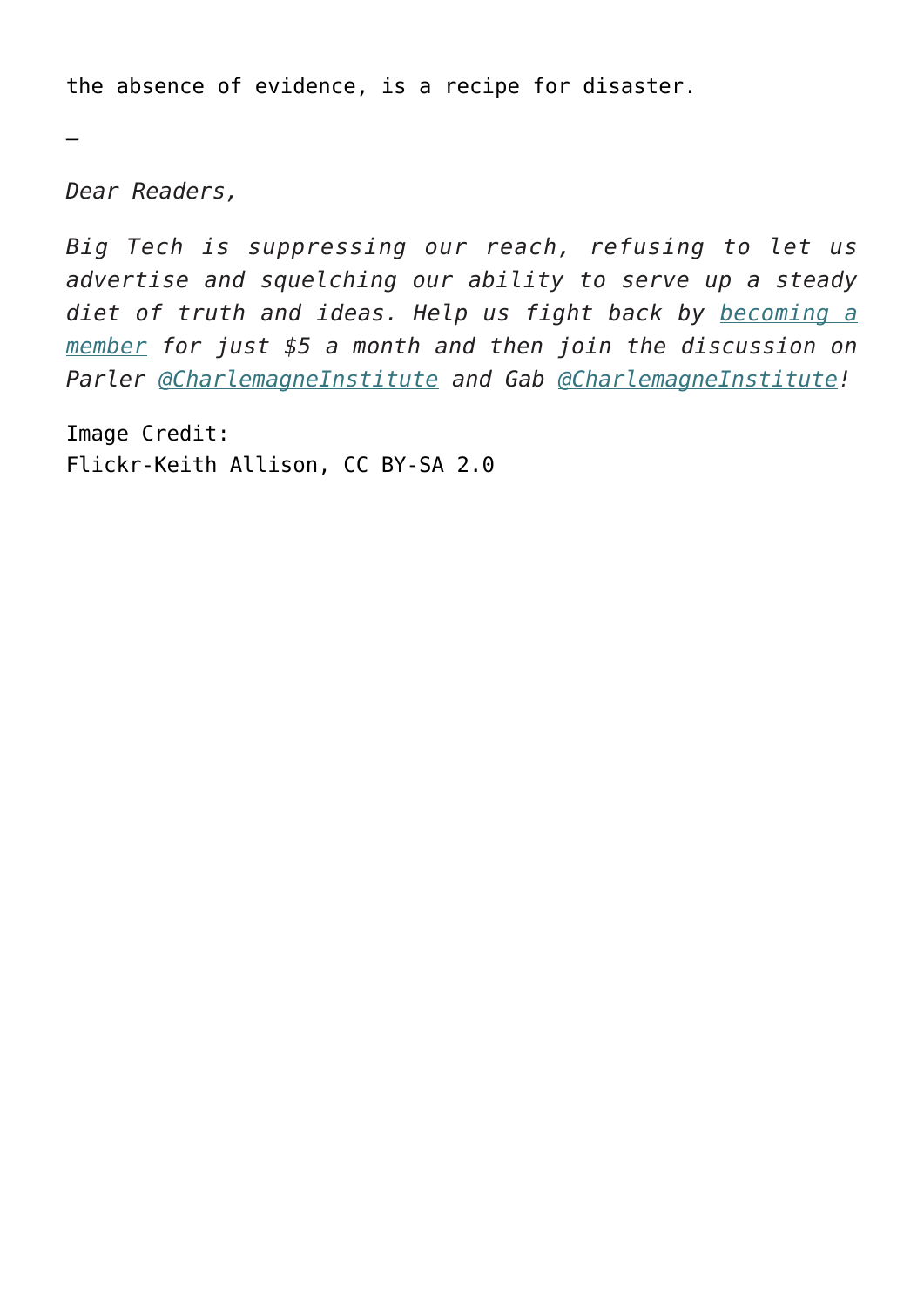the absence of evidence, is a recipe for disaster.

—

*Dear Readers,*

*Big Tech is suppressing our reach, refusing to let us advertise and squelching our ability to serve up a steady diet of truth and ideas. Help us fight back by becoming a member for just $5 a month and then join the discussion on Parler @CharlemagneInstitute and Gab @CharlemagneInstitute!*

Image Credit:
Flickr-Keith Allison, CC BY-SA 2.0